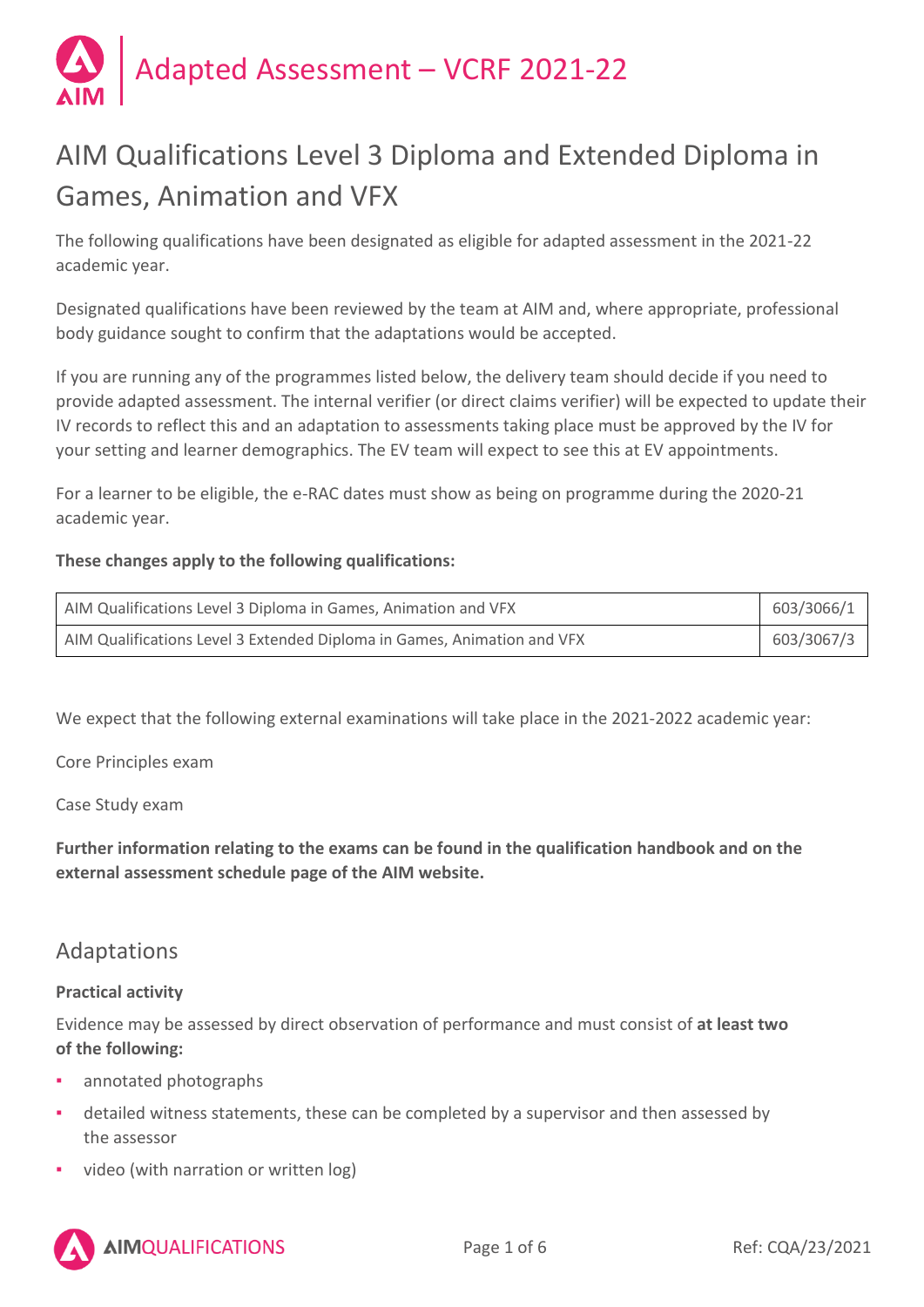# Adapted Assessment – VCRF 2021-22

## AIM Qualifications Level 3 Diploma and Extended Diploma in Games, Animation and VFX

The following qualifications have been designated as eligible for adapted assessment in the 2021-22 academic year.

Designated qualifications have been reviewed by the team at AIM and, where appropriate, professional body guidance sought to confirm that the adaptations would be accepted.

If you are running any of the programmes listed below, the delivery team should decide if you need to provide adapted assessment. The internal verifier (or direct claims verifier) will be expected to update their IV records to reflect this and an adaptation to assessments taking place must be approved by the IV for your setting and learner demographics. The EV team will expect to see this at EV appointments.

For a learner to be eligible, the e-RAC dates must show as being on programme during the 2020-21 academic year.

**These changes apply to the following qualifications:**

| | |
|---|---|
| AIM Qualifications Level 3 Diploma in Games, Animation and VFX | 603/3066/1 |
| AIM Qualifications Level 3 Extended Diploma in Games, Animation and VFX | 603/3067/3 |

We expect that the following external examinations will take place in the 2021-2022 academic year:

Core Principles exam

Case Study exam

**Further information relating to the exams can be found in the qualification handbook and on the external assessment schedule page of the AIM website.**

## Adaptations

**Practical activity**

Evidence may be assessed by direct observation of performance and must consist of **at least two of the following:**

- annotated photographs
- detailed witness statements, these can be completed by a supervisor and then assessed by the assessor
- video (with narration or written log)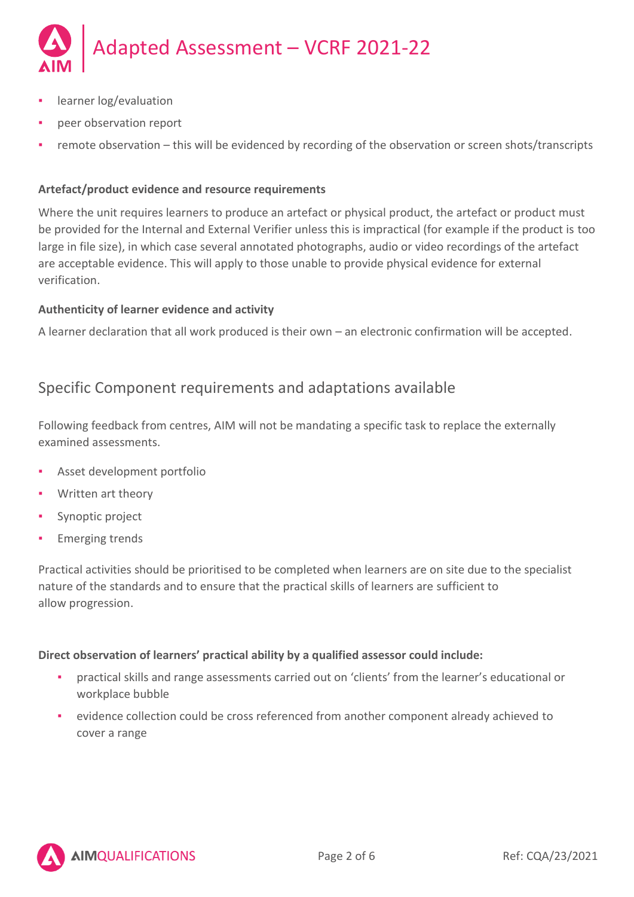- learner log/evaluation
- peer observation report
- remote observation – this will be evidenced by recording of the observation or screen shots/transcripts

**Artefact/product evidence and resource requirements**

Where the unit requires learners to produce an artefact or physical product, the artefact or product must be provided for the Internal and External Verifier unless this is impractical (for example if the product is too large in file size), in which case several annotated photographs, audio or video recordings of the artefact are acceptable evidence. This will apply to those unable to provide physical evidence for external verification.

**Authenticity of learner evidence and activity**

A learner declaration that all work produced is their own – an electronic confirmation will be accepted.

## Specific Component requirements and adaptations available

Following feedback from centres, AIM will not be mandating a specific task to replace the externally examined assessments.

- Asset development portfolio
- Written art theory
- Synoptic project
- Emerging trends

Practical activities should be prioritised to be completed when learners are on site due to the specialist nature of the standards and to ensure that the practical skills of learners are sufficient to allow progression.

**Direct observation of learners' practical ability by a qualified assessor could include:**

- practical skills and range assessments carried out on 'clients' from the learner's educational or workplace bubble
- evidence collection could be cross referenced from another component already achieved to cover a range